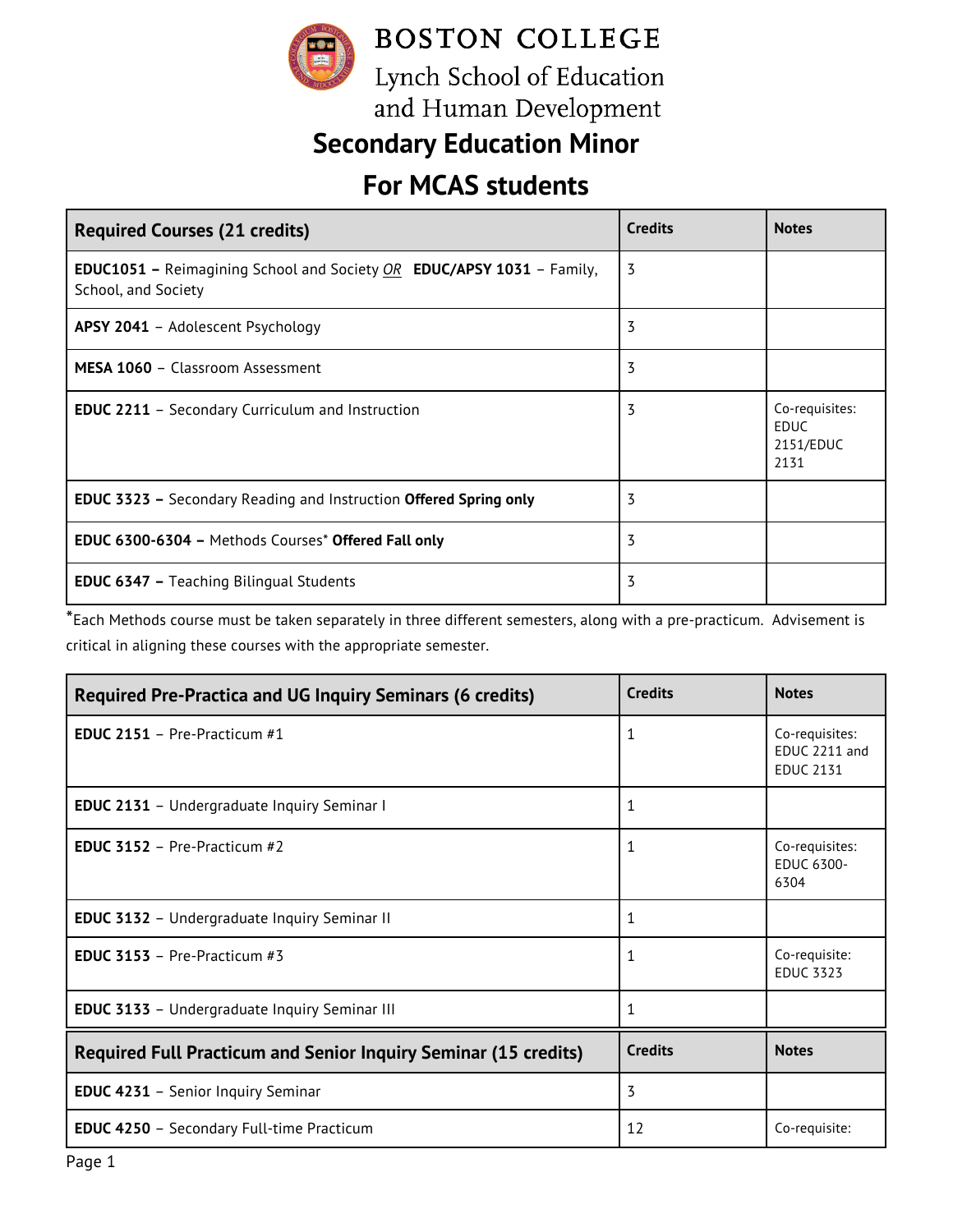# BOSTON COLLEGE

Lynch School of Education and Human Development

## Secondary Education Minor

## For MCAS students

| **Required Courses (21 credits)** | **Credits** | **Notes** |
|---|---|---|
| **EDUC1051 –** Reimagining School and Society *OR* **EDUC/APSY 1031** – Family, School, and Society | 3 | |
| **APSY 2041** – Adolescent Psychology | 3 | |
| **MESA 1060** – Classroom Assessment | 3 | |
| **EDUC 2211** – Secondary Curriculum and Instruction | 3 | Co-requisites: EDUC 2151/EDUC 2131 |
| **EDUC 3323 –** Secondary Reading and Instruction **Offered Spring only** | 3 | |
| **EDUC 6300-6304 –** Methods Courses* **Offered Fall only** | 3 | |
| **EDUC 6347 –** Teaching Bilingual Students | 3 | |

*Each Methods course must be taken separately in three different semesters, along with a pre-practicum. Advisement is critical in aligning these courses with the appropriate semester.

| **Required Pre-Practica and UG Inquiry Seminars (6 credits)** | **Credits** | **Notes** |
|---|---|---|
| **EDUC 2151** – Pre-Practicum #1 | 1 | Co-requisites: EDUC 2211 and EDUC 2131 |
| **EDUC 2131** – Undergraduate Inquiry Seminar I | 1 | |
| **EDUC 3152** – Pre-Practicum #2 | 1 | Co-requisites: EDUC 6300-6304 |
| **EDUC 3132** – Undergraduate Inquiry Seminar II | 1 | |
| **EDUC 3153** – Pre-Practicum #3 | 1 | Co-requisite: EDUC 3323 |
| **EDUC 3133** – Undergraduate Inquiry Seminar III | 1 | |
| **Required Full Practicum and Senior Inquiry Seminar (15 credits)** | **Credits** | **Notes** |
| **EDUC 4231** – Senior Inquiry Seminar | 3 | |
| **EDUC 4250** – Secondary Full-time Practicum | 12 | Co-requisite: |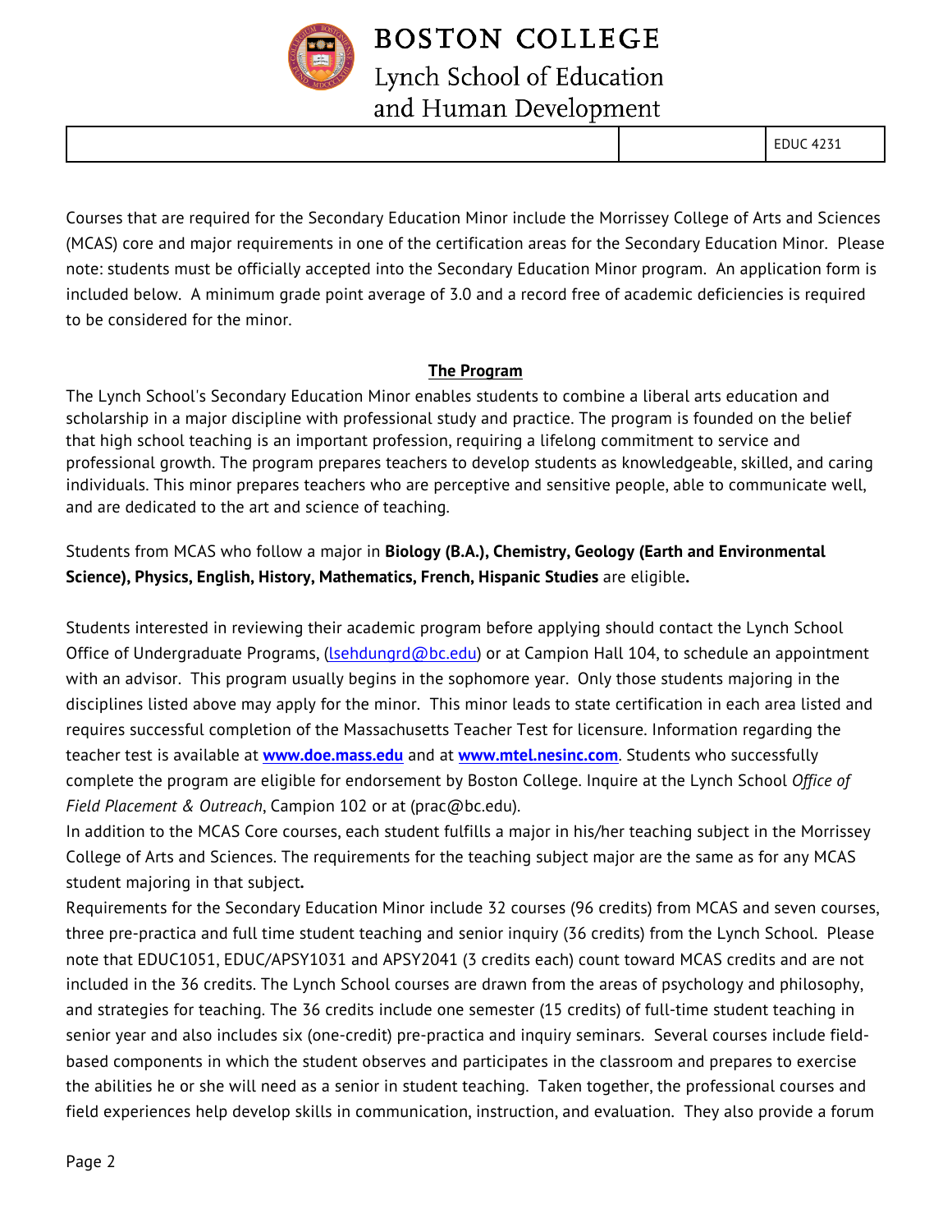Courses that are required for the Secondary Education Minor include the Morrissey College of Arts and Sciences (MCAS) core and major requirements in one of the certification areas for the Secondary Education Minor. Please note: students must be officially accepted into the Secondary Education Minor program. An application form is included below. A minimum grade point average of 3.0 and a record free of academic deficiencies is required to be considered for the minor.

## The Program

The Lynch School's Secondary Education Minor enables students to combine a liberal arts education and scholarship in a major discipline with professional study and practice. The program is founded on the belief that high school teaching is an important profession, requiring a lifelong commitment to service and professional growth. The program prepares teachers to develop students as knowledgeable, skilled, and caring individuals. This minor prepares teachers who are perceptive and sensitive people, able to communicate well, and are dedicated to the art and science of teaching.

Students from MCAS who follow a major in **Biology (B.A.), Chemistry, Geology (Earth and Environmental Science), Physics, English, History, Mathematics, French, Hispanic Studies** are eligible**.**

Students interested in reviewing their academic program before applying should contact the Lynch School Office of Undergraduate Programs, (lsehdungrd@bc.edu) or at Campion Hall 104, to schedule an appointment with an advisor. This program usually begins in the sophomore year. Only those students majoring in the disciplines listed above may apply for the minor. This minor leads to state certification in each area listed and requires successful completion of the Massachusetts Teacher Test for licensure. Information regarding the teacher test is available at **www.doe.mass.edu** and at **www.mtel.nesinc.com**. Students who successfully complete the program are eligible for endorsement by Boston College. Inquire at the Lynch School *Office of Field Placement & Outreach*, Campion 102 or at (prac@bc.edu).

In addition to the MCAS Core courses, each student fulfills a major in his/her teaching subject in the Morrissey College of Arts and Sciences. The requirements for the teaching subject major are the same as for any MCAS student majoring in that subject**.**

Requirements for the Secondary Education Minor include 32 courses (96 credits) from MCAS and seven courses, three pre-practica and full time student teaching and senior inquiry (36 credits) from the Lynch School. Please note that EDUC1051, EDUC/APSY1031 and APSY2041 (3 credits each) count toward MCAS credits and are not included in the 36 credits. The Lynch School courses are drawn from the areas of psychology and philosophy, and strategies for teaching. The 36 credits include one semester (15 credits) of full-time student teaching in senior year and also includes six (one-credit) pre-practica and inquiry seminars. Several courses include field-based components in which the student observes and participates in the classroom and prepares to exercise the abilities he or she will need as a senior in student teaching. Taken together, the professional courses and field experiences help develop skills in communication, instruction, and evaluation. They also provide a forum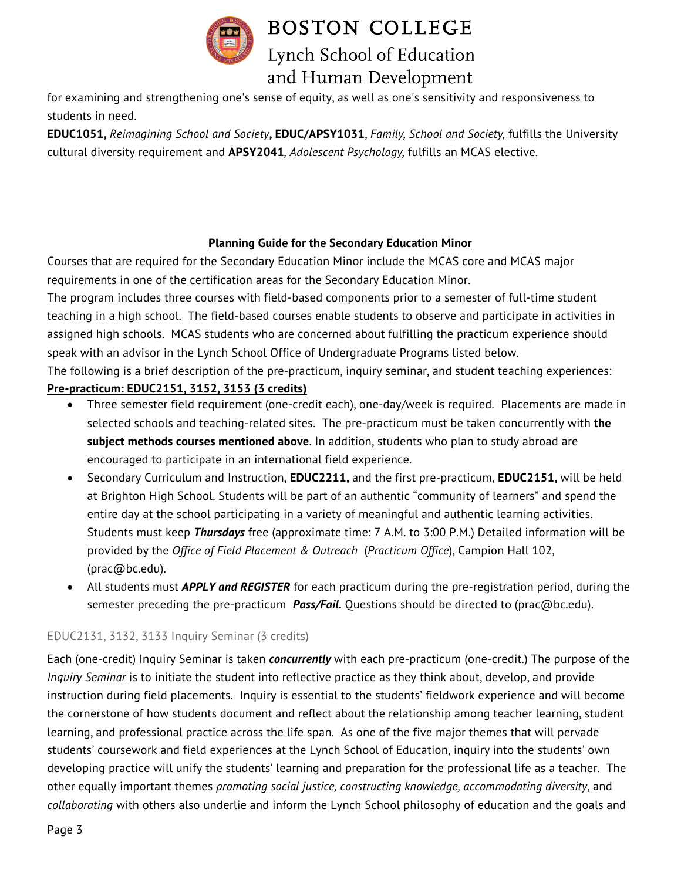for examining and strengthening one's sense of equity, as well as one's sensitivity and responsiveness to students in need.

**EDUC1051,** *Reimagining School and Society***, EDUC/APSY1031**, *Family, School and Society,* fulfills the University cultural diversity requirement and **APSY2041***, Adolescent Psychology,* fulfills an MCAS elective.

## Planning Guide for the Secondary Education Minor

Courses that are required for the Secondary Education Minor include the MCAS core and MCAS major requirements in one of the certification areas for the Secondary Education Minor.

The program includes three courses with field-based components prior to a semester of full-time student teaching in a high school. The field-based courses enable students to observe and participate in activities in assigned high schools. MCAS students who are concerned about fulfilling the practicum experience should speak with an advisor in the Lynch School Office of Undergraduate Programs listed below.

The following is a brief description of the pre-practicum, inquiry seminar, and student teaching experiences:

**Pre-practicum: EDUC2151, 3152, 3153 (3 credits)**

- Three semester field requirement (one-credit each), one-day/week is required. Placements are made in selected schools and teaching-related sites. The pre-practicum must be taken concurrently with **the subject methods courses mentioned above**. In addition, students who plan to study abroad are encouraged to participate in an international field experience.
- Secondary Curriculum and Instruction, **EDUC2211,** and the first pre-practicum, **EDUC2151,** will be held at Brighton High School. Students will be part of an authentic "community of learners" and spend the entire day at the school participating in a variety of meaningful and authentic learning activities. Students must keep ***Thursdays*** free (approximate time: 7 A.M. to 3:00 P.M.) Detailed information will be provided by the *Office of Field Placement & Outreach* (*Practicum Office*), Campion Hall 102, (prac@bc.edu).
- All students must ***APPLY and REGISTER*** for each practicum during the pre-registration period, during the semester preceding the pre-practicum ***Pass/Fail.*** Questions should be directed to (prac@bc.edu).

### EDUC2131, 3132, 3133 Inquiry Seminar (3 credits)

Each (one-credit) Inquiry Seminar is taken ***concurrently*** with each pre-practicum (one-credit.) The purpose of the *Inquiry Seminar* is to initiate the student into reflective practice as they think about, develop, and provide instruction during field placements. Inquiry is essential to the students' fieldwork experience and will become the cornerstone of how students document and reflect about the relationship among teacher learning, student learning, and professional practice across the life span. As one of the five major themes that will pervade students' coursework and field experiences at the Lynch School of Education, inquiry into the students' own developing practice will unify the students' learning and preparation for the professional life as a teacher. The other equally important themes *promoting social justice, constructing knowledge, accommodating diversity*, and *collaborating* with others also underlie and inform the Lynch School philosophy of education and the goals and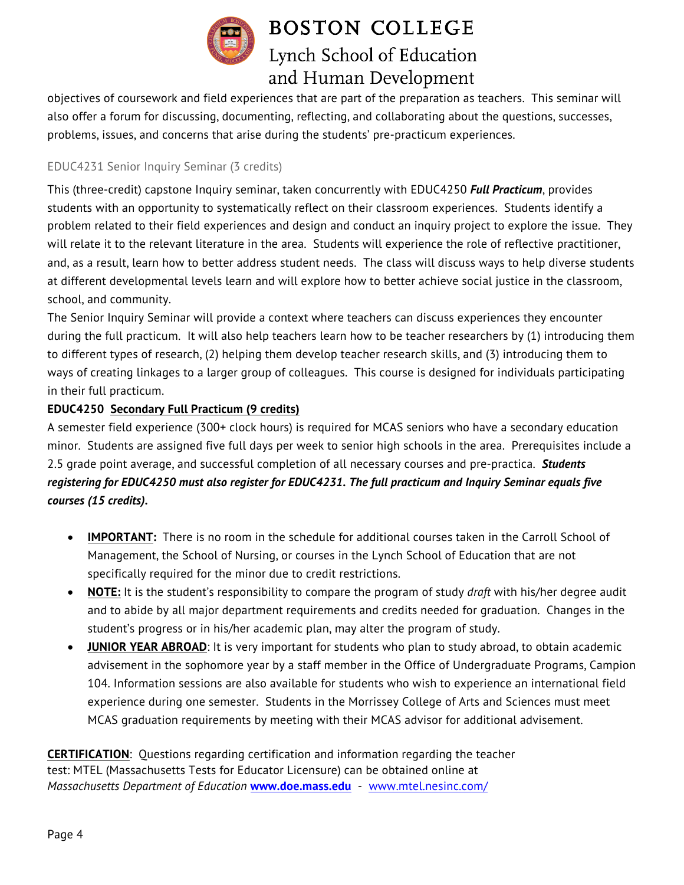objectives of coursework and field experiences that are part of the preparation as teachers. This seminar will also offer a forum for discussing, documenting, reflecting, and collaborating about the questions, successes, problems, issues, and concerns that arise during the students' pre-practicum experiences.

### EDUC4231 Senior Inquiry Seminar (3 credits)

This (three-credit) capstone Inquiry seminar, taken concurrently with EDUC4250 ***Full Practicum***, provides students with an opportunity to systematically reflect on their classroom experiences. Students identify a problem related to their field experiences and design and conduct an inquiry project to explore the issue. They will relate it to the relevant literature in the area. Students will experience the role of reflective practitioner, and, as a result, learn how to better address student needs. The class will discuss ways to help diverse students at different developmental levels learn and will explore how to better achieve social justice in the classroom, school, and community.

The Senior Inquiry Seminar will provide a context where teachers can discuss experiences they encounter during the full practicum. It will also help teachers learn how to be teacher researchers by (1) introducing them to different types of research, (2) helping them develop teacher research skills, and (3) introducing them to ways of creating linkages to a larger group of colleagues. This course is designed for individuals participating in their full practicum.

**EDUC4250 Secondary Full Practicum (9 credits)**

A semester field experience (300+ clock hours) is required for MCAS seniors who have a secondary education minor. Students are assigned five full days per week to senior high schools in the area. Prerequisites include a 2.5 grade point average, and successful completion of all necessary courses and pre-practica. ***Students registering for EDUC4250 must also register for EDUC4231. The full practicum and Inquiry Seminar equals five courses (15 credits).***

- **IMPORTANT:** There is no room in the schedule for additional courses taken in the Carroll School of Management, the School of Nursing, or courses in the Lynch School of Education that are not specifically required for the minor due to credit restrictions.
- **NOTE:** It is the student's responsibility to compare the program of study *draft* with his/her degree audit and to abide by all major department requirements and credits needed for graduation. Changes in the student's progress or in his/her academic plan, may alter the program of study.
- **JUNIOR YEAR ABROAD**: It is very important for students who plan to study abroad, to obtain academic advisement in the sophomore year by a staff member in the Office of Undergraduate Programs, Campion 104. Information sessions are also available for students who wish to experience an international field experience during one semester. Students in the Morrissey College of Arts and Sciences must meet MCAS graduation requirements by meeting with their MCAS advisor for additional advisement.

**CERTIFICATION**: Questions regarding certification and information regarding the teacher test: MTEL (Massachusetts Tests for Educator Licensure) can be obtained online at *Massachusetts Department of Education* **www.doe.mass.edu** - www.mtel.nesinc.com/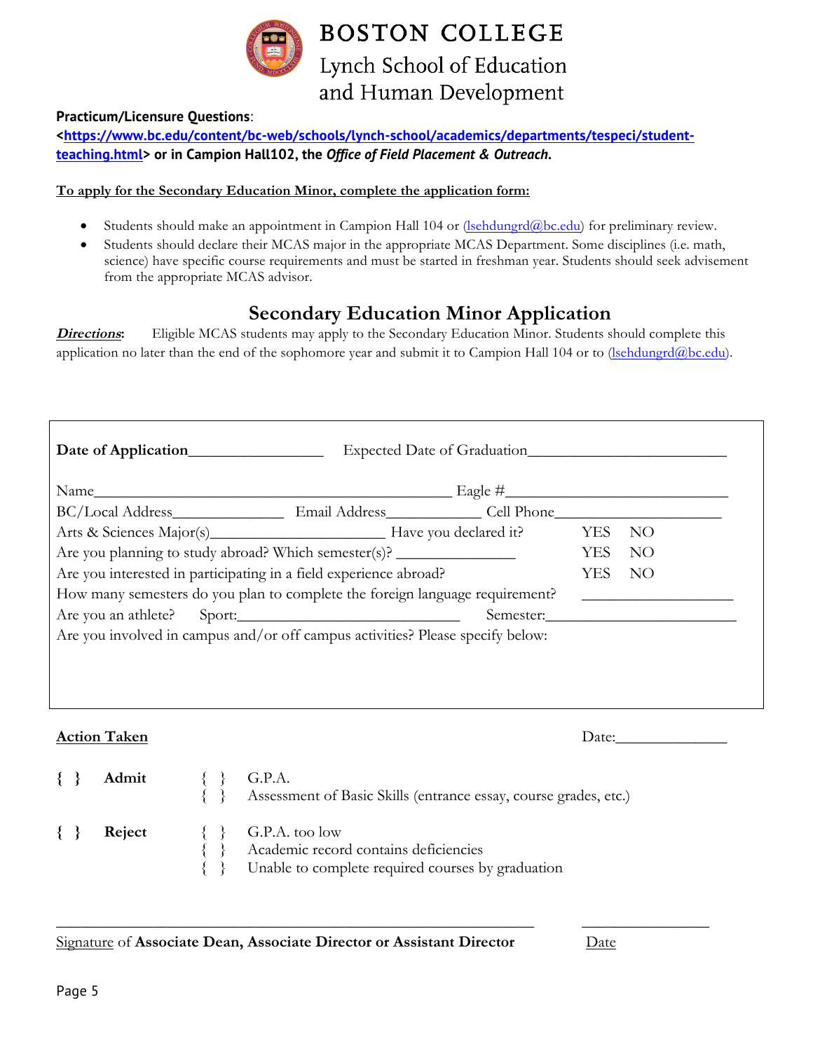# BOSTON COLLEGE
## Lynch School of Education and Human Development

**Practicum/Licensure Questions**:
**<[https://www.bc.edu/content/bc-web/schools/lynch-school/academics/departments/tespeci/student-teaching.html](https://www.bc.edu/content/bc-web/schools/lynch-school/academics/departments/tespeci/student-teaching.html)> or in Campion Hall102, the *Office of Field Placement & Outreach*.**

**<u>To apply for the Secondary Education Minor, complete the application form:</u>**

- Students should make an appointment in Campion Hall 104 or (lsehdungrd@bc.edu) for preliminary review.
- Students should declare their MCAS major in the appropriate MCAS Department. Some disciplines (i.e. math, science) have specific course requirements and must be started in freshman year. Students should seek advisement from the appropriate MCAS advisor.

## Secondary Education Minor Application

***<u>Directions</u>*:** Eligible MCAS students may apply to the Secondary Education Minor. Students should complete this application no later than the end of the sophomore year and submit it to Campion Hall 104 or to (lsehdungrd@bc.edu).

**Date of Application**________________ Expected Date of Graduation________________________

Name____________________________________________ Eagle #____________________________

BC/Local Address______________ Email Address____________ Cell Phone____________________

Arts & Sciences Major(s)______________________ Have you declared it? YES NO

Are you planning to study abroad? Which semester(s)? _______________ YES NO

Are you interested in participating in a field experience abroad? YES NO

How many semesters do you plan to complete the foreign language requirement? __________________

Are you an athlete? Sport:____________________________ Semester:_______________________

Are you involved in campus and/or off campus activities? Please specify below:

**<u>Action Taken</u>** Date:______________

**{ } Admit**
- { } G.P.A.
- { } Assessment of Basic Skills (entrance essay, course grades, etc.)

**{ } Reject**
- { } G.P.A. too low
- { } Academic record contains deficiencies
- { } Unable to complete required courses by graduation

_____________________________________________________________ _________________

<u>Signature</u> of **Associate Dean, Associate Director or Assistant Director** <u>Date</u>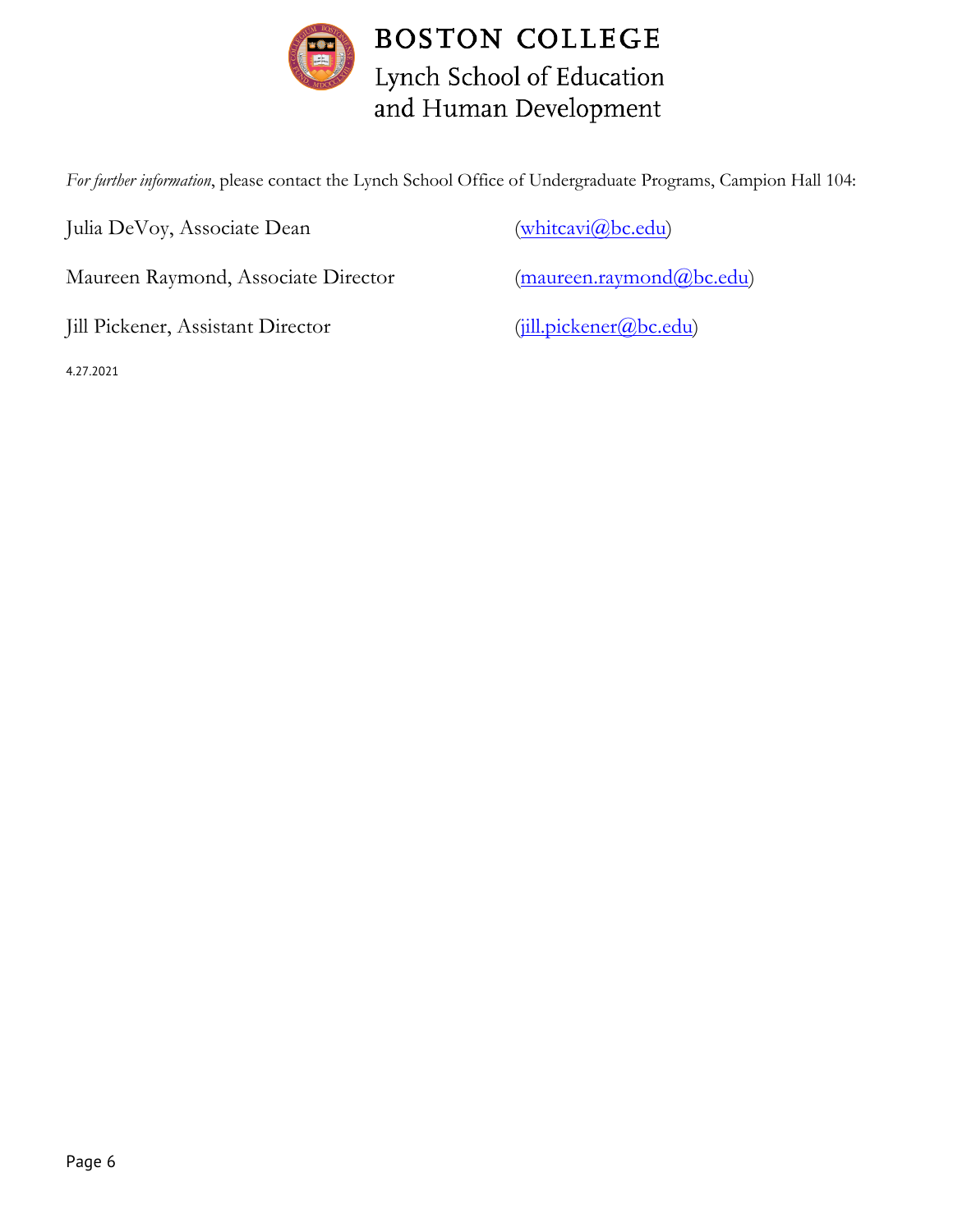*For further information*, please contact the Lynch School Office of Undergraduate Programs, Campion Hall 104:

Julia DeVoy, Associate Dean (whitcavi@bc.edu)

Maureen Raymond, Associate Director (maureen.raymond@bc.edu)

Jill Pickener, Assistant Director (jill.pickener@bc.edu)

4.27.2021